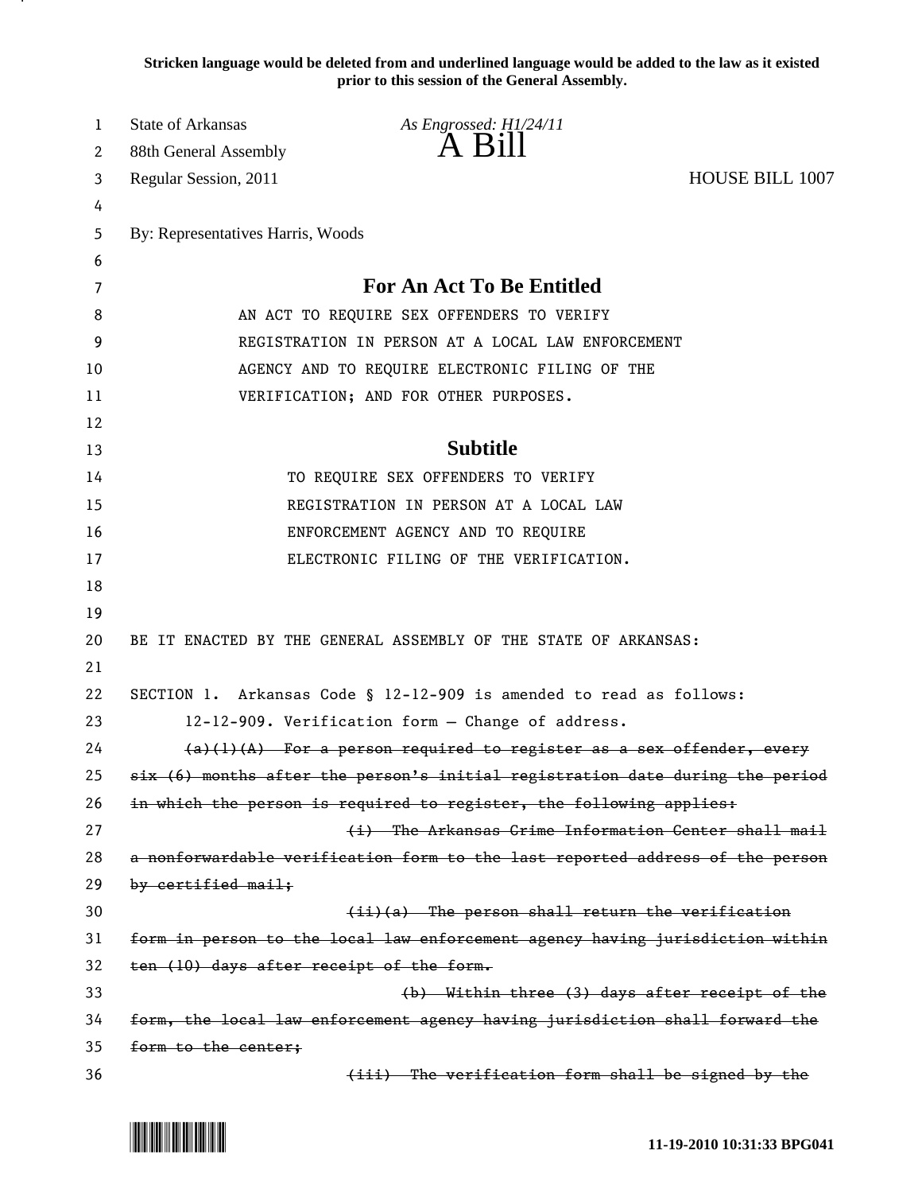**Stricken language would be deleted from and underlined language would be added to the law as it existed prior to this session of the General Assembly.**

State of Arkansas *As Engrossed: H1/24/11*
88th General Assembly **A Bill**
Regular Session, 2011 HOUSE BILL 1007

By: Representatives Harris, Woods

## For An Act To Be Entitled

AN ACT TO REQUIRE SEX OFFENDERS TO VERIFY REGISTRATION IN PERSON AT A LOCAL LAW ENFORCEMENT AGENCY AND TO REQUIRE ELECTRONIC FILING OF THE VERIFICATION; AND FOR OTHER PURPOSES.

## Subtitle

TO REQUIRE SEX OFFENDERS TO VERIFY REGISTRATION IN PERSON AT A LOCAL LAW ENFORCEMENT AGENCY AND TO REQUIRE ELECTRONIC FILING OF THE VERIFICATION.

BE IT ENACTED BY THE GENERAL ASSEMBLY OF THE STATE OF ARKANSAS:

SECTION 1. Arkansas Code § 12-12-909 is amended to read as follows:

12-12-909. Verification form — Change of address.

~~(a)(1)(A) For a person required to register as a sex offender, every six (6) months after the person's initial registration date during the period in which the person is required to register, the following applies:~~

~~(i) The Arkansas Crime Information Center shall mail a nonforwardable verification form to the last reported address of the person by certified mail;~~

~~(ii)(a) The person shall return the verification form in person to the local law enforcement agency having jurisdiction within ten (10) days after receipt of the form.~~

~~(b) Within three (3) days after receipt of the form, the local law enforcement agency having jurisdiction shall forward the form to the center;~~

~~(iii) The verification form shall be signed by the~~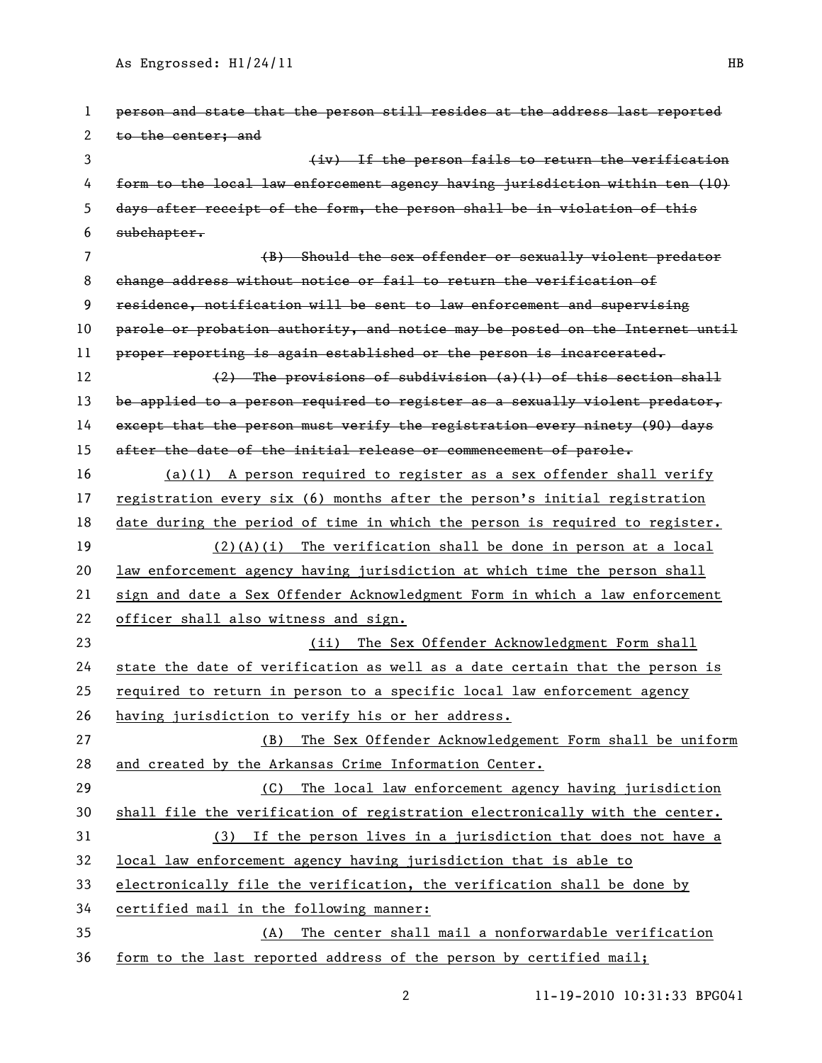~~person and state that the person still resides at the address last reported to the center; and~~

~~(iv) If the person fails to return the verification form to the local law enforcement agency having jurisdiction within ten (10) days after receipt of the form, the person shall be in violation of this subchapter.~~

~~(B) Should the sex offender or sexually violent predator change address without notice or fail to return the verification of residence, notification will be sent to law enforcement and supervising parole or probation authority, and notice may be posted on the Internet until proper reporting is again established or the person is incarcerated.~~

~~(2) The provisions of subdivision (a)(1) of this section shall be applied to a person required to register as a sexually violent predator, except that the person must verify the registration every ninety (90) days after the date of the initial release or commencement of parole.~~

<u>(a)(1) A person required to register as a sex offender shall verify registration every six (6) months after the person's initial registration date during the period of time in which the person is required to register.</u>

<u>(2)(A)(i) The verification shall be done in person at a local law enforcement agency having jurisdiction at which time the person shall sign and date a Sex Offender Acknowledgment Form in which a law enforcement officer shall also witness and sign.</u>

<u>(ii) The Sex Offender Acknowledgment Form shall state the date of verification as well as a date certain that the person is required to return in person to a specific local law enforcement agency having jurisdiction to verify his or her address.</u>

<u>(B) The Sex Offender Acknowledgement Form shall be uniform and created by the Arkansas Crime Information Center.</u>

<u>(C) The local law enforcement agency having jurisdiction shall file the verification of registration electronically with the center.</u>

<u>(3) If the person lives in a jurisdiction that does not have a local law enforcement agency having jurisdiction that is able to electronically file the verification, the verification shall be done by certified mail in the following manner:</u>

<u>(A) The center shall mail a nonforwardable verification form to the last reported address of the person by certified mail;</u>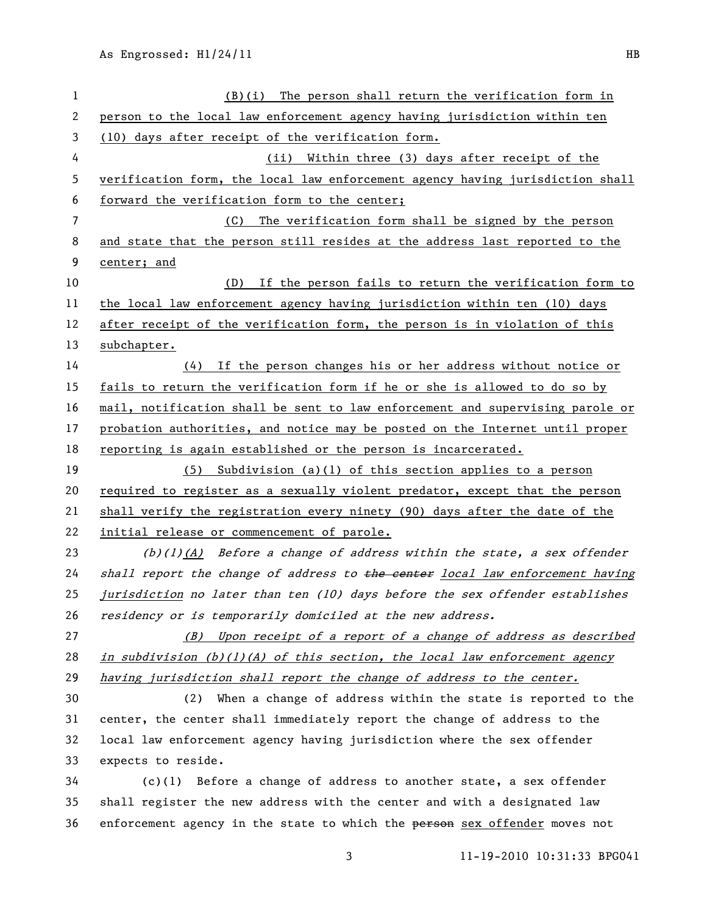(B)(i) The person shall return the verification form in person to the local law enforcement agency having jurisdiction within ten (10) days after receipt of the verification form.

(ii) Within three (3) days after receipt of the verification form, the local law enforcement agency having jurisdiction shall forward the verification form to the center;

(C) The verification form shall be signed by the person and state that the person still resides at the address last reported to the center; and

(D) If the person fails to return the verification form to the local law enforcement agency having jurisdiction within ten (10) days after receipt of the verification form, the person is in violation of this subchapter.

(4) If the person changes his or her address without notice or fails to return the verification form if he or she is allowed to do so by mail, notification shall be sent to law enforcement and supervising parole or probation authorities, and notice may be posted on the Internet until proper reporting is again established or the person is incarcerated.

(5) Subdivision (a)(1) of this section applies to a person required to register as a sexually violent predator, except that the person shall verify the registration every ninety (90) days after the date of the initial release or commencement of parole.

*(b)(1)(A) Before a change of address within the state, a sex offender shall report the change of address to ~~the center~~ local law enforcement having jurisdiction no later than ten (10) days before the sex offender establishes residency or is temporarily domiciled at the new address.*

*(B) Upon receipt of a report of a change of address as described in subdivision (b)(1)(A) of this section, the local law enforcement agency having jurisdiction shall report the change of address to the center.*

(2) When a change of address within the state is reported to the center, the center shall immediately report the change of address to the local law enforcement agency having jurisdiction where the sex offender expects to reside.

(c)(1) Before a change of address to another state, a sex offender shall register the new address with the center and with a designated law enforcement agency in the state to which the ~~person~~ sex offender moves not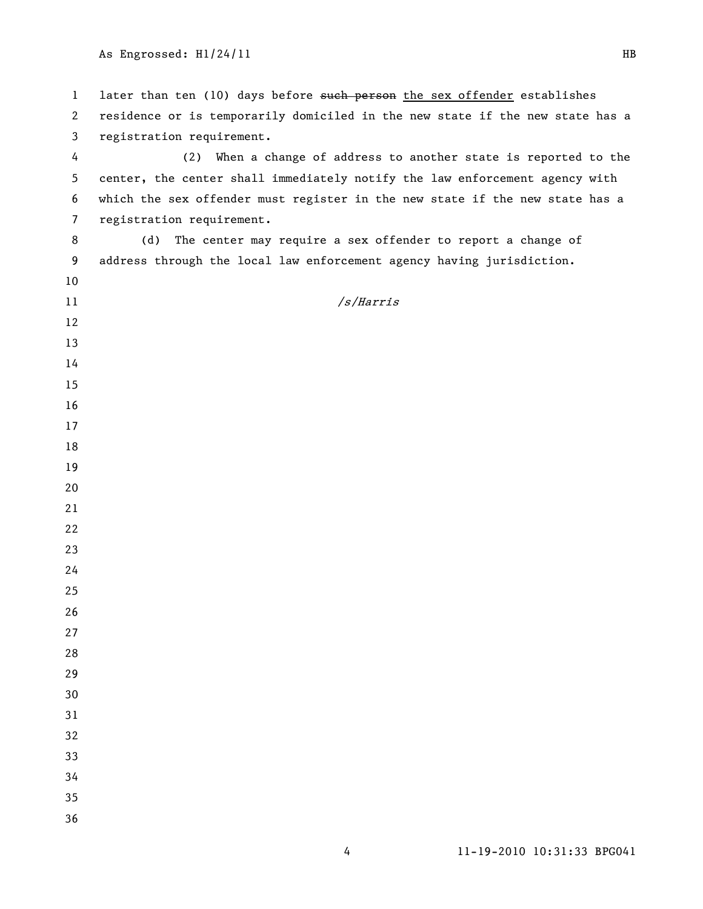later than ten (10) days before ~~such person~~ <u>the sex offender</u> establishes residence or is temporarily domiciled in the new state if the new state has a registration requirement.

(2) When a change of address to another state is reported to the center, the center shall immediately notify the law enforcement agency with which the sex offender must register in the new state if the new state has a registration requirement.

(d) The center may require a sex offender to report a change of address through the local law enforcement agency having jurisdiction.

*/s/Harris*